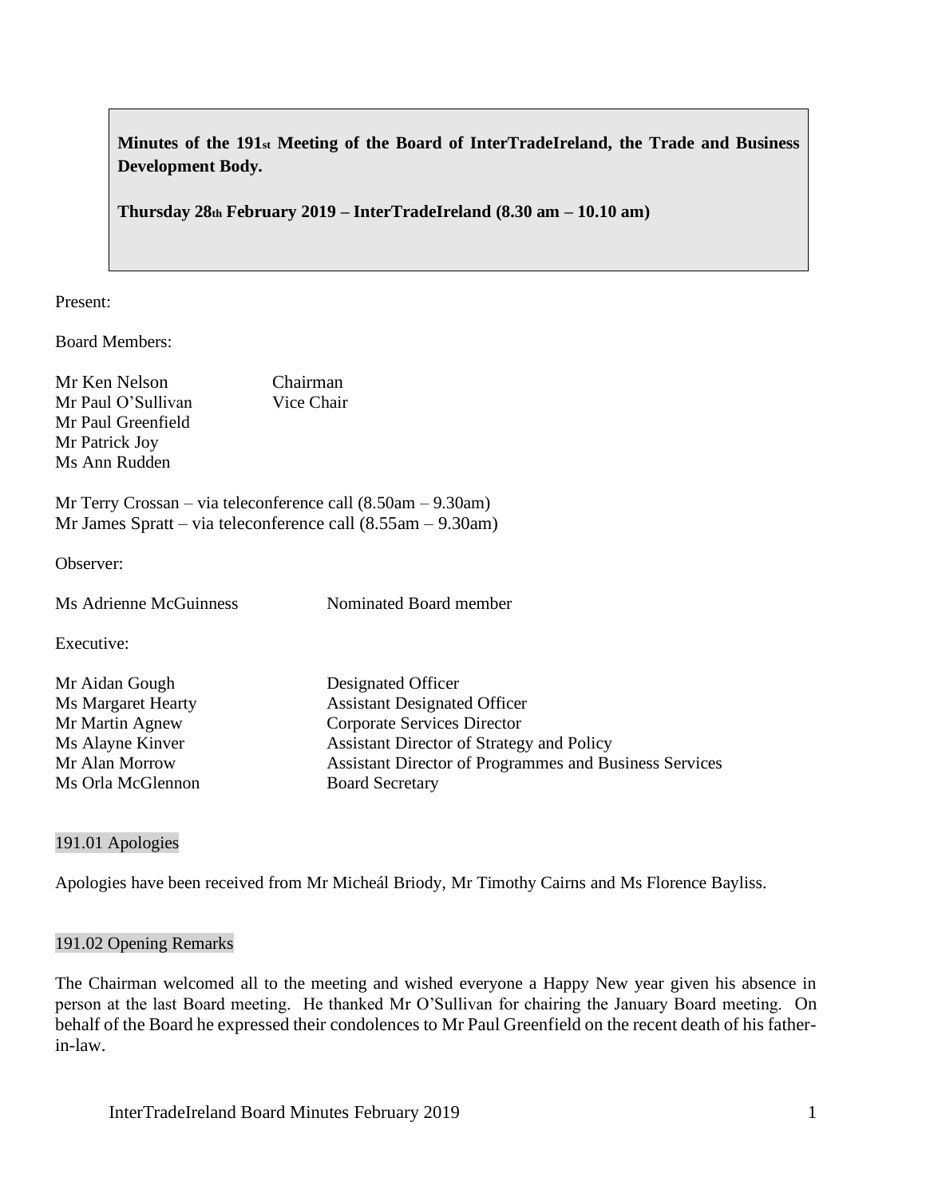**Minutes of the 191st Meeting of the Board of InterTradeIreland, the Trade and Business Development Body.**

**Thursday 28th February 2019 – InterTradeIreland (8.30 am – 10.10 am)**

Present:

Board Members:

| | |
|---|---|
| Mr Ken Nelson | Chairman |
| Mr Paul O'Sullivan | Vice Chair |
| Mr Paul Greenfield | |
| Mr Patrick Joy | |
| Ms Ann Rudden | |

Mr Terry Crossan – via teleconference call (8.50am – 9.30am)
Mr James Spratt – via teleconference call (8.55am – 9.30am)

Observer:

| | |
|---|---|
| Ms Adrienne McGuinness | Nominated Board member |

Executive:

| | |
|---|---|
| Mr Aidan Gough | Designated Officer |
| Ms Margaret Hearty | Assistant Designated Officer |
| Mr Martin Agnew | Corporate Services Director |
| Ms Alayne Kinver | Assistant Director of Strategy and Policy |
| Mr Alan Morrow | Assistant Director of Programmes and Business Services |
| Ms Orla McGlennon | Board Secretary |

## 191.01 Apologies

Apologies have been received from Mr Micheál Briody, Mr Timothy Cairns and Ms Florence Bayliss.

## 191.02 Opening Remarks

The Chairman welcomed all to the meeting and wished everyone a Happy New year given his absence in person at the last Board meeting. He thanked Mr O'Sullivan for chairing the January Board meeting. On behalf of the Board he expressed their condolences to Mr Paul Greenfield on the recent death of his father-in-law.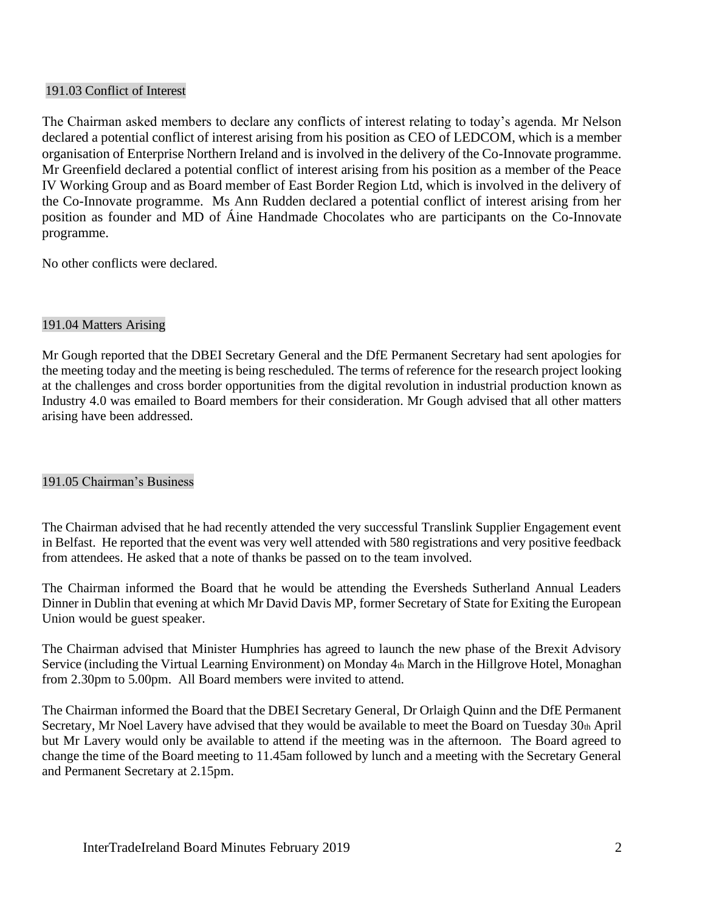## 191.03 Conflict of Interest

The Chairman asked members to declare any conflicts of interest relating to today's agenda. Mr Nelson declared a potential conflict of interest arising from his position as CEO of LEDCOM, which is a member organisation of Enterprise Northern Ireland and is involved in the delivery of the Co-Innovate programme. Mr Greenfield declared a potential conflict of interest arising from his position as a member of the Peace IV Working Group and as Board member of East Border Region Ltd, which is involved in the delivery of the Co-Innovate programme. Ms Ann Rudden declared a potential conflict of interest arising from her position as founder and MD of Áine Handmade Chocolates who are participants on the Co-Innovate programme.

No other conflicts were declared.

## 191.04 Matters Arising

Mr Gough reported that the DBEI Secretary General and the DfE Permanent Secretary had sent apologies for the meeting today and the meeting is being rescheduled. The terms of reference for the research project looking at the challenges and cross border opportunities from the digital revolution in industrial production known as Industry 4.0 was emailed to Board members for their consideration. Mr Gough advised that all other matters arising have been addressed.

## 191.05 Chairman's Business

The Chairman advised that he had recently attended the very successful Translink Supplier Engagement event in Belfast. He reported that the event was very well attended with 580 registrations and very positive feedback from attendees. He asked that a note of thanks be passed on to the team involved.

The Chairman informed the Board that he would be attending the Eversheds Sutherland Annual Leaders Dinner in Dublin that evening at which Mr David Davis MP, former Secretary of State for Exiting the European Union would be guest speaker.

The Chairman advised that Minister Humphries has agreed to launch the new phase of the Brexit Advisory Service (including the Virtual Learning Environment) on Monday 4th March in the Hillgrove Hotel, Monaghan from 2.30pm to 5.00pm. All Board members were invited to attend.

The Chairman informed the Board that the DBEI Secretary General, Dr Orlaigh Quinn and the DfE Permanent Secretary, Mr Noel Lavery have advised that they would be available to meet the Board on Tuesday 30th April but Mr Lavery would only be available to attend if the meeting was in the afternoon. The Board agreed to change the time of the Board meeting to 11.45am followed by lunch and a meeting with the Secretary General and Permanent Secretary at 2.15pm.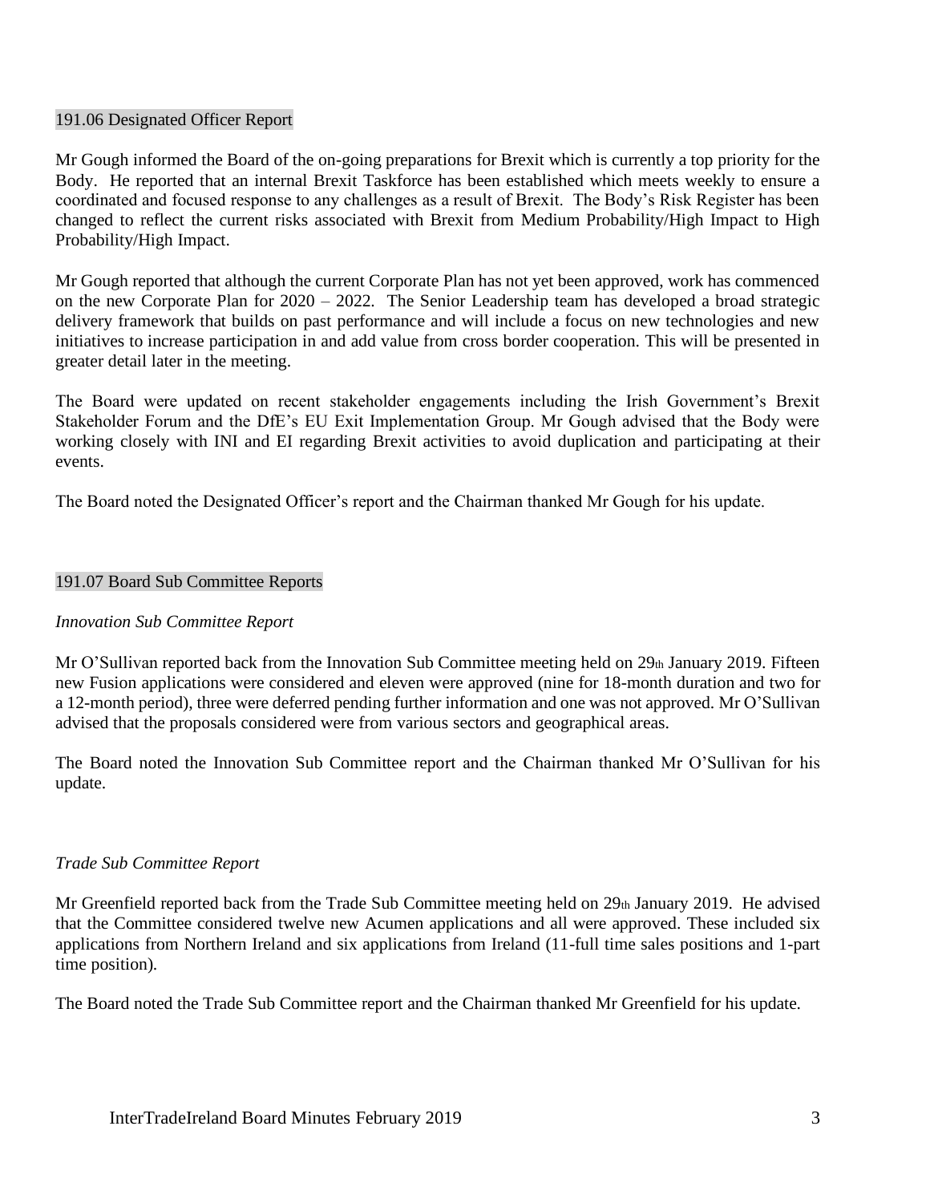## 191.06 Designated Officer Report

Mr Gough informed the Board of the on-going preparations for Brexit which is currently a top priority for the Body. He reported that an internal Brexit Taskforce has been established which meets weekly to ensure a coordinated and focused response to any challenges as a result of Brexit. The Body's Risk Register has been changed to reflect the current risks associated with Brexit from Medium Probability/High Impact to High Probability/High Impact.

Mr Gough reported that although the current Corporate Plan has not yet been approved, work has commenced on the new Corporate Plan for 2020 – 2022. The Senior Leadership team has developed a broad strategic delivery framework that builds on past performance and will include a focus on new technologies and new initiatives to increase participation in and add value from cross border cooperation. This will be presented in greater detail later in the meeting.

The Board were updated on recent stakeholder engagements including the Irish Government's Brexit Stakeholder Forum and the DfE's EU Exit Implementation Group. Mr Gough advised that the Body were working closely with INI and EI regarding Brexit activities to avoid duplication and participating at their events.

The Board noted the Designated Officer's report and the Chairman thanked Mr Gough for his update.

## 191.07 Board Sub Committee Reports

*Innovation Sub Committee Report*

Mr O'Sullivan reported back from the Innovation Sub Committee meeting held on 29th January 2019. Fifteen new Fusion applications were considered and eleven were approved (nine for 18-month duration and two for a 12-month period), three were deferred pending further information and one was not approved. Mr O'Sullivan advised that the proposals considered were from various sectors and geographical areas.

The Board noted the Innovation Sub Committee report and the Chairman thanked Mr O'Sullivan for his update.

*Trade Sub Committee Report*

Mr Greenfield reported back from the Trade Sub Committee meeting held on 29th January 2019. He advised that the Committee considered twelve new Acumen applications and all were approved. These included six applications from Northern Ireland and six applications from Ireland (11-full time sales positions and 1-part time position).

The Board noted the Trade Sub Committee report and the Chairman thanked Mr Greenfield for his update.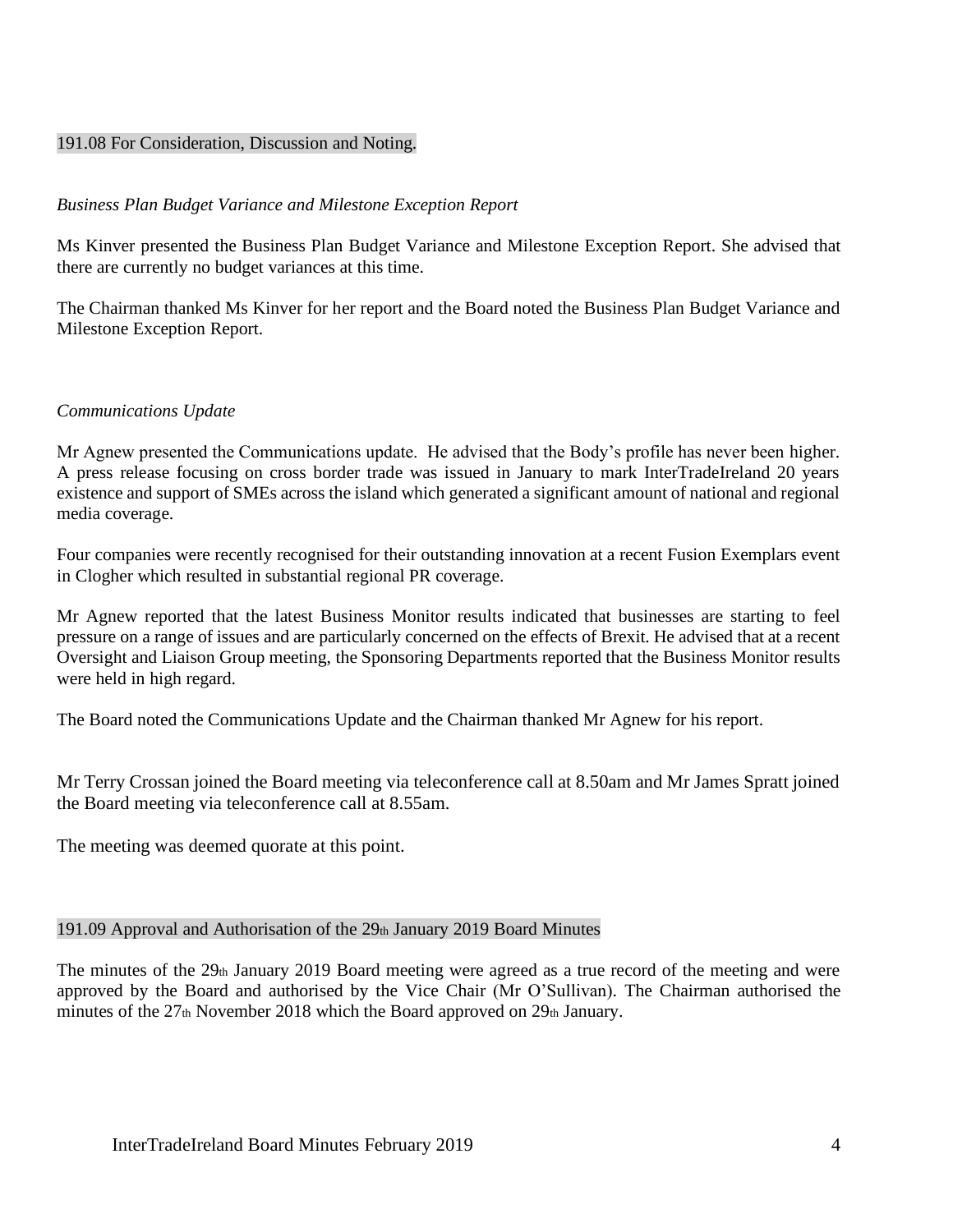## 191.08 For Consideration, Discussion and Noting.

*Business Plan Budget Variance and Milestone Exception Report*

Ms Kinver presented the Business Plan Budget Variance and Milestone Exception Report. She advised that there are currently no budget variances at this time.

The Chairman thanked Ms Kinver for her report and the Board noted the Business Plan Budget Variance and Milestone Exception Report.

*Communications Update*

Mr Agnew presented the Communications update. He advised that the Body's profile has never been higher. A press release focusing on cross border trade was issued in January to mark InterTradeIreland 20 years existence and support of SMEs across the island which generated a significant amount of national and regional media coverage.

Four companies were recently recognised for their outstanding innovation at a recent Fusion Exemplars event in Clogher which resulted in substantial regional PR coverage.

Mr Agnew reported that the latest Business Monitor results indicated that businesses are starting to feel pressure on a range of issues and are particularly concerned on the effects of Brexit. He advised that at a recent Oversight and Liaison Group meeting, the Sponsoring Departments reported that the Business Monitor results were held in high regard.

The Board noted the Communications Update and the Chairman thanked Mr Agnew for his report.

Mr Terry Crossan joined the Board meeting via teleconference call at 8.50am and Mr James Spratt joined the Board meeting via teleconference call at 8.55am.

The meeting was deemed quorate at this point.

## 191.09 Approval and Authorisation of the 29th January 2019 Board Minutes

The minutes of the 29th January 2019 Board meeting were agreed as a true record of the meeting and were approved by the Board and authorised by the Vice Chair (Mr O'Sullivan). The Chairman authorised the minutes of the 27th November 2018 which the Board approved on 29th January.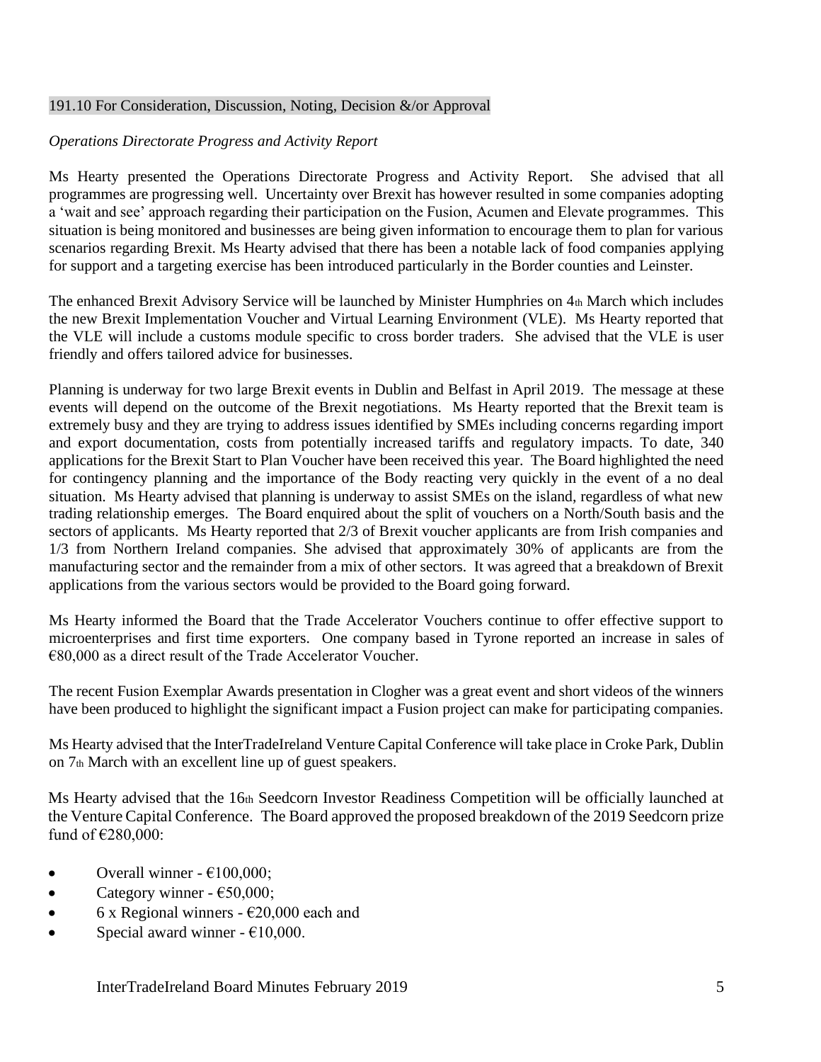191.10 For Consideration, Discussion, Noting, Decision &/or Approval

*Operations Directorate Progress and Activity Report*

Ms Hearty presented the Operations Directorate Progress and Activity Report. She advised that all programmes are progressing well. Uncertainty over Brexit has however resulted in some companies adopting a 'wait and see' approach regarding their participation on the Fusion, Acumen and Elevate programmes. This situation is being monitored and businesses are being given information to encourage them to plan for various scenarios regarding Brexit. Ms Hearty advised that there has been a notable lack of food companies applying for support and a targeting exercise has been introduced particularly in the Border counties and Leinster.

The enhanced Brexit Advisory Service will be launched by Minister Humphries on 4th March which includes the new Brexit Implementation Voucher and Virtual Learning Environment (VLE). Ms Hearty reported that the VLE will include a customs module specific to cross border traders. She advised that the VLE is user friendly and offers tailored advice for businesses.

Planning is underway for two large Brexit events in Dublin and Belfast in April 2019. The message at these events will depend on the outcome of the Brexit negotiations. Ms Hearty reported that the Brexit team is extremely busy and they are trying to address issues identified by SMEs including concerns regarding import and export documentation, costs from potentially increased tariffs and regulatory impacts. To date, 340 applications for the Brexit Start to Plan Voucher have been received this year. The Board highlighted the need for contingency planning and the importance of the Body reacting very quickly in the event of a no deal situation. Ms Hearty advised that planning is underway to assist SMEs on the island, regardless of what new trading relationship emerges. The Board enquired about the split of vouchers on a North/South basis and the sectors of applicants. Ms Hearty reported that 2/3 of Brexit voucher applicants are from Irish companies and 1/3 from Northern Ireland companies. She advised that approximately 30% of applicants are from the manufacturing sector and the remainder from a mix of other sectors. It was agreed that a breakdown of Brexit applications from the various sectors would be provided to the Board going forward.

Ms Hearty informed the Board that the Trade Accelerator Vouchers continue to offer effective support to microenterprises and first time exporters. One company based in Tyrone reported an increase in sales of €80,000 as a direct result of the Trade Accelerator Voucher.

The recent Fusion Exemplar Awards presentation in Clogher was a great event and short videos of the winners have been produced to highlight the significant impact a Fusion project can make for participating companies.

Ms Hearty advised that the InterTradeIreland Venture Capital Conference will take place in Croke Park, Dublin on 7th March with an excellent line up of guest speakers.

Ms Hearty advised that the 16th Seedcorn Investor Readiness Competition will be officially launched at the Venture Capital Conference. The Board approved the proposed breakdown of the 2019 Seedcorn prize fund of €280,000:

- Overall winner - €100,000;
- Category winner - €50,000;
- 6 x Regional winners - €20,000 each and
- Special award winner - €10,000.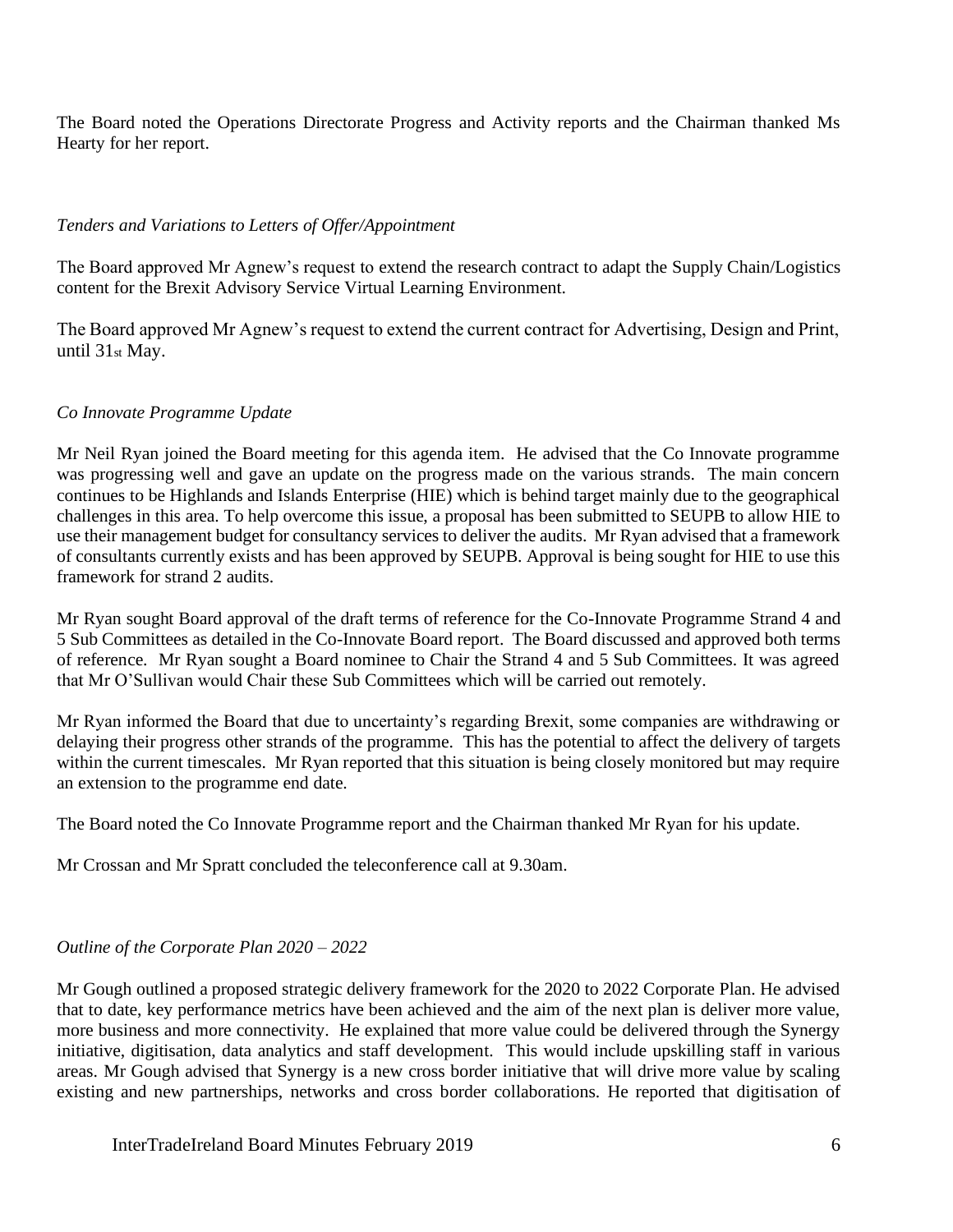The Board noted the Operations Directorate Progress and Activity reports and the Chairman thanked Ms Hearty for her report.

*Tenders and Variations to Letters of Offer/Appointment*

The Board approved Mr Agnew's request to extend the research contract to adapt the Supply Chain/Logistics content for the Brexit Advisory Service Virtual Learning Environment.

The Board approved Mr Agnew's request to extend the current contract for Advertising, Design and Print, until 31st May.

*Co Innovate Programme Update*

Mr Neil Ryan joined the Board meeting for this agenda item. He advised that the Co Innovate programme was progressing well and gave an update on the progress made on the various strands. The main concern continues to be Highlands and Islands Enterprise (HIE) which is behind target mainly due to the geographical challenges in this area. To help overcome this issue, a proposal has been submitted to SEUPB to allow HIE to use their management budget for consultancy services to deliver the audits. Mr Ryan advised that a framework of consultants currently exists and has been approved by SEUPB. Approval is being sought for HIE to use this framework for strand 2 audits.

Mr Ryan sought Board approval of the draft terms of reference for the Co-Innovate Programme Strand 4 and 5 Sub Committees as detailed in the Co-Innovate Board report. The Board discussed and approved both terms of reference. Mr Ryan sought a Board nominee to Chair the Strand 4 and 5 Sub Committees. It was agreed that Mr O'Sullivan would Chair these Sub Committees which will be carried out remotely.

Mr Ryan informed the Board that due to uncertainty's regarding Brexit, some companies are withdrawing or delaying their progress other strands of the programme. This has the potential to affect the delivery of targets within the current timescales. Mr Ryan reported that this situation is being closely monitored but may require an extension to the programme end date.

The Board noted the Co Innovate Programme report and the Chairman thanked Mr Ryan for his update.

Mr Crossan and Mr Spratt concluded the teleconference call at 9.30am.

*Outline of the Corporate Plan 2020 – 2022*

Mr Gough outlined a proposed strategic delivery framework for the 2020 to 2022 Corporate Plan. He advised that to date, key performance metrics have been achieved and the aim of the next plan is deliver more value, more business and more connectivity. He explained that more value could be delivered through the Synergy initiative, digitisation, data analytics and staff development. This would include upskilling staff in various areas. Mr Gough advised that Synergy is a new cross border initiative that will drive more value by scaling existing and new partnerships, networks and cross border collaborations. He reported that digitisation of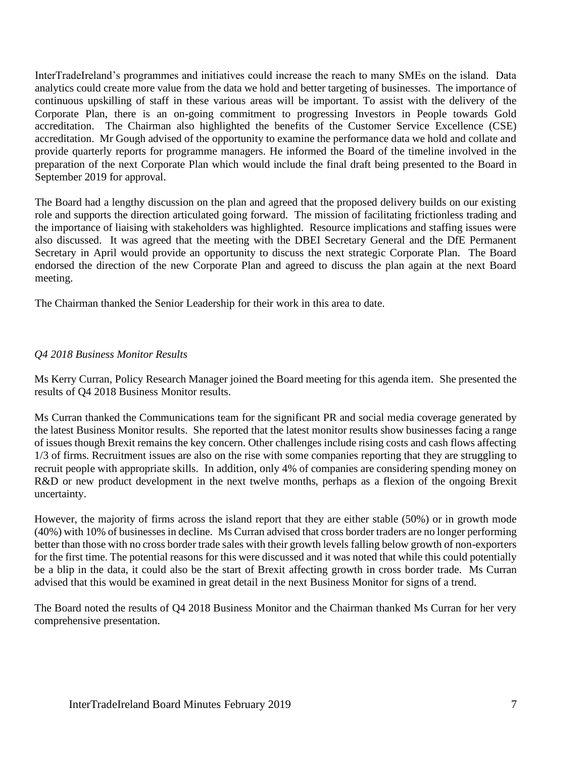InterTradeIreland's programmes and initiatives could increase the reach to many SMEs on the island. Data analytics could create more value from the data we hold and better targeting of businesses. The importance of continuous upskilling of staff in these various areas will be important. To assist with the delivery of the Corporate Plan, there is an on-going commitment to progressing Investors in People towards Gold accreditation. The Chairman also highlighted the benefits of the Customer Service Excellence (CSE) accreditation. Mr Gough advised of the opportunity to examine the performance data we hold and collate and provide quarterly reports for programme managers. He informed the Board of the timeline involved in the preparation of the next Corporate Plan which would include the final draft being presented to the Board in September 2019 for approval.

The Board had a lengthy discussion on the plan and agreed that the proposed delivery builds on our existing role and supports the direction articulated going forward. The mission of facilitating frictionless trading and the importance of liaising with stakeholders was highlighted. Resource implications and staffing issues were also discussed. It was agreed that the meeting with the DBEI Secretary General and the DfE Permanent Secretary in April would provide an opportunity to discuss the next strategic Corporate Plan. The Board endorsed the direction of the new Corporate Plan and agreed to discuss the plan again at the next Board meeting.

The Chairman thanked the Senior Leadership for their work in this area to date.

*Q4 2018 Business Monitor Results*

Ms Kerry Curran, Policy Research Manager joined the Board meeting for this agenda item. She presented the results of Q4 2018 Business Monitor results.

Ms Curran thanked the Communications team for the significant PR and social media coverage generated by the latest Business Monitor results. She reported that the latest monitor results show businesses facing a range of issues though Brexit remains the key concern. Other challenges include rising costs and cash flows affecting 1/3 of firms. Recruitment issues are also on the rise with some companies reporting that they are struggling to recruit people with appropriate skills. In addition, only 4% of companies are considering spending money on R&D or new product development in the next twelve months, perhaps as a flexion of the ongoing Brexit uncertainty.

However, the majority of firms across the island report that they are either stable (50%) or in growth mode (40%) with 10% of businesses in decline. Ms Curran advised that cross border traders are no longer performing better than those with no cross border trade sales with their growth levels falling below growth of non-exporters for the first time. The potential reasons for this were discussed and it was noted that while this could potentially be a blip in the data, it could also be the start of Brexit affecting growth in cross border trade. Ms Curran advised that this would be examined in great detail in the next Business Monitor for signs of a trend.

The Board noted the results of Q4 2018 Business Monitor and the Chairman thanked Ms Curran for her very comprehensive presentation.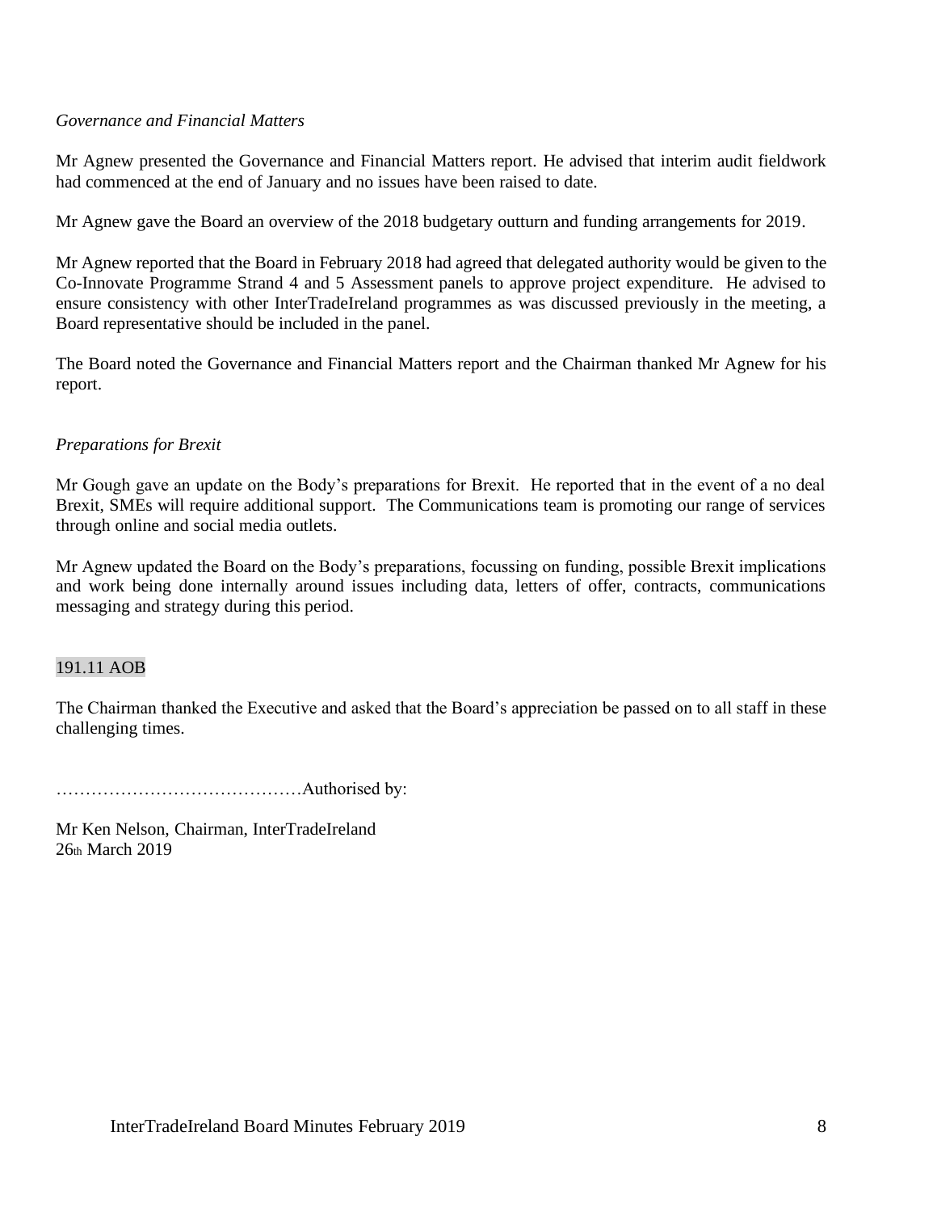*Governance and Financial Matters*

Mr Agnew presented the Governance and Financial Matters report. He advised that interim audit fieldwork had commenced at the end of January and no issues have been raised to date.

Mr Agnew gave the Board an overview of the 2018 budgetary outturn and funding arrangements for 2019.

Mr Agnew reported that the Board in February 2018 had agreed that delegated authority would be given to the Co-Innovate Programme Strand 4 and 5 Assessment panels to approve project expenditure. He advised to ensure consistency with other InterTradeIreland programmes as was discussed previously in the meeting, a Board representative should be included in the panel.

The Board noted the Governance and Financial Matters report and the Chairman thanked Mr Agnew for his report.

*Preparations for Brexit*

Mr Gough gave an update on the Body's preparations for Brexit. He reported that in the event of a no deal Brexit, SMEs will require additional support. The Communications team is promoting our range of services through online and social media outlets.

Mr Agnew updated the Board on the Body's preparations, focussing on funding, possible Brexit implications and work being done internally around issues including data, letters of offer, contracts, communications messaging and strategy during this period.

191.11 AOB

The Chairman thanked the Executive and asked that the Board's appreciation be passed on to all staff in these challenging times.

……………………………………Authorised by:

Mr Ken Nelson, Chairman, InterTradeIreland
26th March 2019